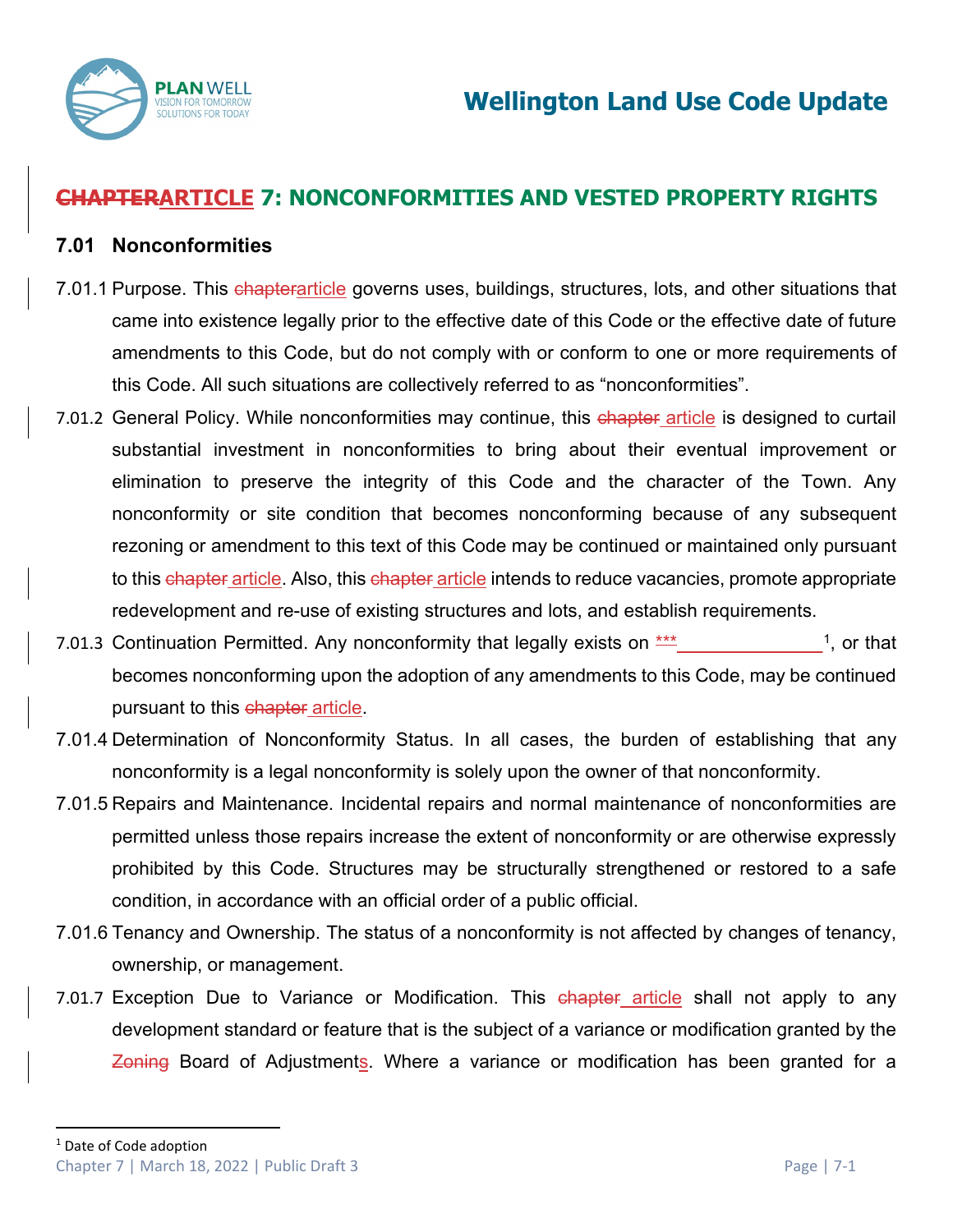# ~~CHAPTER~~ARTICLE 7: NONCONFORMITIES AND VESTED PROPERTY RIGHTS

## 7.01 Nonconformities

7.01.1 Purpose. This ~~chapter~~article governs uses, buildings, structures, lots, and other situations that came into existence legally prior to the effective date of this Code or the effective date of future amendments to this Code, but do not comply with or conform to one or more requirements of this Code. All such situations are collectively referred to as "nonconformities".

7.01.2 General Policy. While nonconformities may continue, this ~~chapter~~ article is designed to curtail substantial investment in nonconformities to bring about their eventual improvement or elimination to preserve the integrity of this Code and the character of the Town. Any nonconformity or site condition that becomes nonconforming because of any subsequent rezoning or amendment to this text of this Code may be continued or maintained only pursuant to this ~~chapter~~ article. Also, this ~~chapter~~ article intends to reduce vacancies, promote appropriate redevelopment and re-use of existing structures and lots, and establish requirements.

7.01.3 Continuation Permitted. Any nonconformity that legally exists on ~~***~~_______________[1], or that becomes nonconforming upon the adoption of any amendments to this Code, may be continued pursuant to this ~~chapter~~ article.

7.01.4 Determination of Nonconformity Status. In all cases, the burden of establishing that any nonconformity is a legal nonconformity is solely upon the owner of that nonconformity.

7.01.5 Repairs and Maintenance. Incidental repairs and normal maintenance of nonconformities are permitted unless those repairs increase the extent of nonconformity or are otherwise expressly prohibited by this Code. Structures may be structurally strengthened or restored to a safe condition, in accordance with an official order of a public official.

7.01.6 Tenancy and Ownership. The status of a nonconformity is not affected by changes of tenancy, ownership, or management.

7.01.7 Exception Due to Variance or Modification. This ~~chapter~~ article shall not apply to any development standard or feature that is the subject of a variance or modification granted by the ~~Zoning~~ Board of Adjustments. Where a variance or modification has been granted for a

[1] Date of Code adoption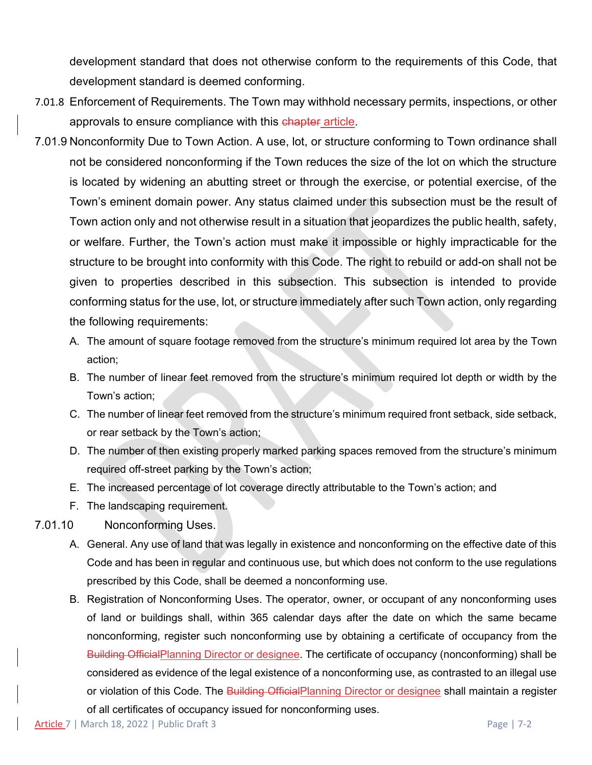development standard that does not otherwise conform to the requirements of this Code, that development standard is deemed conforming.

7.01.8 Enforcement of Requirements. The Town may withhold necessary permits, inspections, or other approvals to ensure compliance with this ~~chapter~~ article.

7.01.9 Nonconformity Due to Town Action. A use, lot, or structure conforming to Town ordinance shall not be considered nonconforming if the Town reduces the size of the lot on which the structure is located by widening an abutting street or through the exercise, or potential exercise, of the Town's eminent domain power. Any status claimed under this subsection must be the result of Town action only and not otherwise result in a situation that jeopardizes the public health, safety, or welfare. Further, the Town's action must make it impossible or highly impracticable for the structure to be brought into conformity with this Code. The right to rebuild or add-on shall not be given to properties described in this subsection. This subsection is intended to provide conforming status for the use, lot, or structure immediately after such Town action, only regarding the following requirements:

A. The amount of square footage removed from the structure's minimum required lot area by the Town action;

B. The number of linear feet removed from the structure's minimum required lot depth or width by the Town's action;

C. The number of linear feet removed from the structure's minimum required front setback, side setback, or rear setback by the Town's action;

D. The number of then existing properly marked parking spaces removed from the structure's minimum required off-street parking by the Town's action;

E. The increased percentage of lot coverage directly attributable to the Town's action; and

F. The landscaping requirement.

7.01.10 Nonconforming Uses.

A. General. Any use of land that was legally in existence and nonconforming on the effective date of this Code and has been in regular and continuous use, but which does not conform to the use regulations prescribed by this Code, shall be deemed a nonconforming use.

B. Registration of Nonconforming Uses. The operator, owner, or occupant of any nonconforming uses of land or buildings shall, within 365 calendar days after the date on which the same became nonconforming, register such nonconforming use by obtaining a certificate of occupancy from the ~~Building Official~~Planning Director or designee. The certificate of occupancy (nonconforming) shall be considered as evidence of the legal existence of a nonconforming use, as contrasted to an illegal use or violation of this Code. The ~~Building Official~~Planning Director or designee shall maintain a register of all certificates of occupancy issued for nonconforming uses.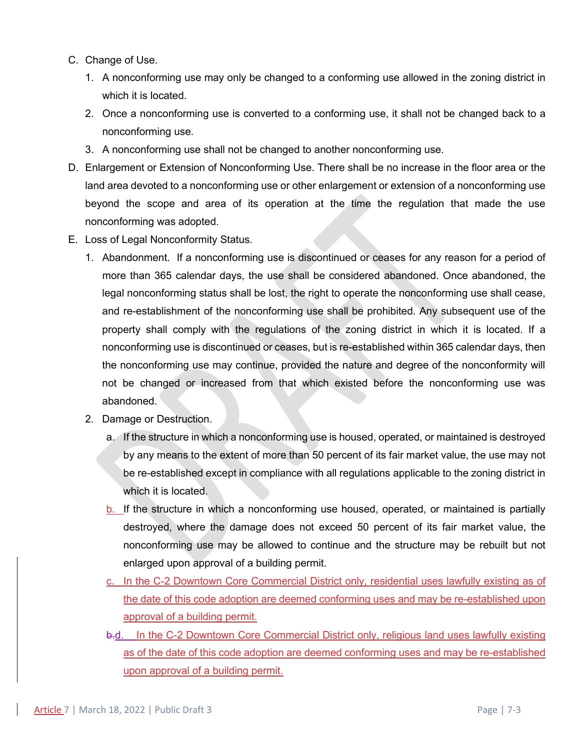C. Change of Use.

1. A nonconforming use may only be changed to a conforming use allowed in the zoning district in which it is located.
2. Once a nonconforming use is converted to a conforming use, it shall not be changed back to a nonconforming use.
3. A nonconforming use shall not be changed to another nonconforming use.

D. Enlargement or Extension of Nonconforming Use. There shall be no increase in the floor area or the land area devoted to a nonconforming use or other enlargement or extension of a nonconforming use beyond the scope and area of its operation at the time the regulation that made the use nonconforming was adopted.

E. Loss of Legal Nonconformity Status.

1. Abandonment. If a nonconforming use is discontinued or ceases for any reason for a period of more than 365 calendar days, the use shall be considered abandoned. Once abandoned, the legal nonconforming status shall be lost, the right to operate the nonconforming use shall cease, and re-establishment of the nonconforming use shall be prohibited. Any subsequent use of the property shall comply with the regulations of the zoning district in which it is located. If a nonconforming use is discontinued or ceases, but is re-established within 365 calendar days, then the nonconforming use may continue, provided the nature and degree of the nonconformity will not be changed or increased from that which existed before the nonconforming use was abandoned.
2. Damage or Destruction.
   a. If the structure in which a nonconforming use is housed, operated, or maintained is destroyed by any means to the extent of more than 50 percent of its fair market value, the use may not be re-established except in compliance with all regulations applicable to the zoning district in which it is located.
   b. If the structure in which a nonconforming use housed, operated, or maintained is partially destroyed, where the damage does not exceed 50 percent of its fair market value, the nonconforming use may be allowed to continue and the structure may be rebuilt but not enlarged upon approval of a building permit.
   c. In the C-2 Downtown Core Commercial District only, residential uses lawfully existing as of the date of this code adoption are deemed conforming uses and may be re-established upon approval of a building permit.
   ~~b.~~d. In the C-2 Downtown Core Commercial District only, religious land uses lawfully existing as of the date of this code adoption are deemed conforming uses and may be re-established upon approval of a building permit.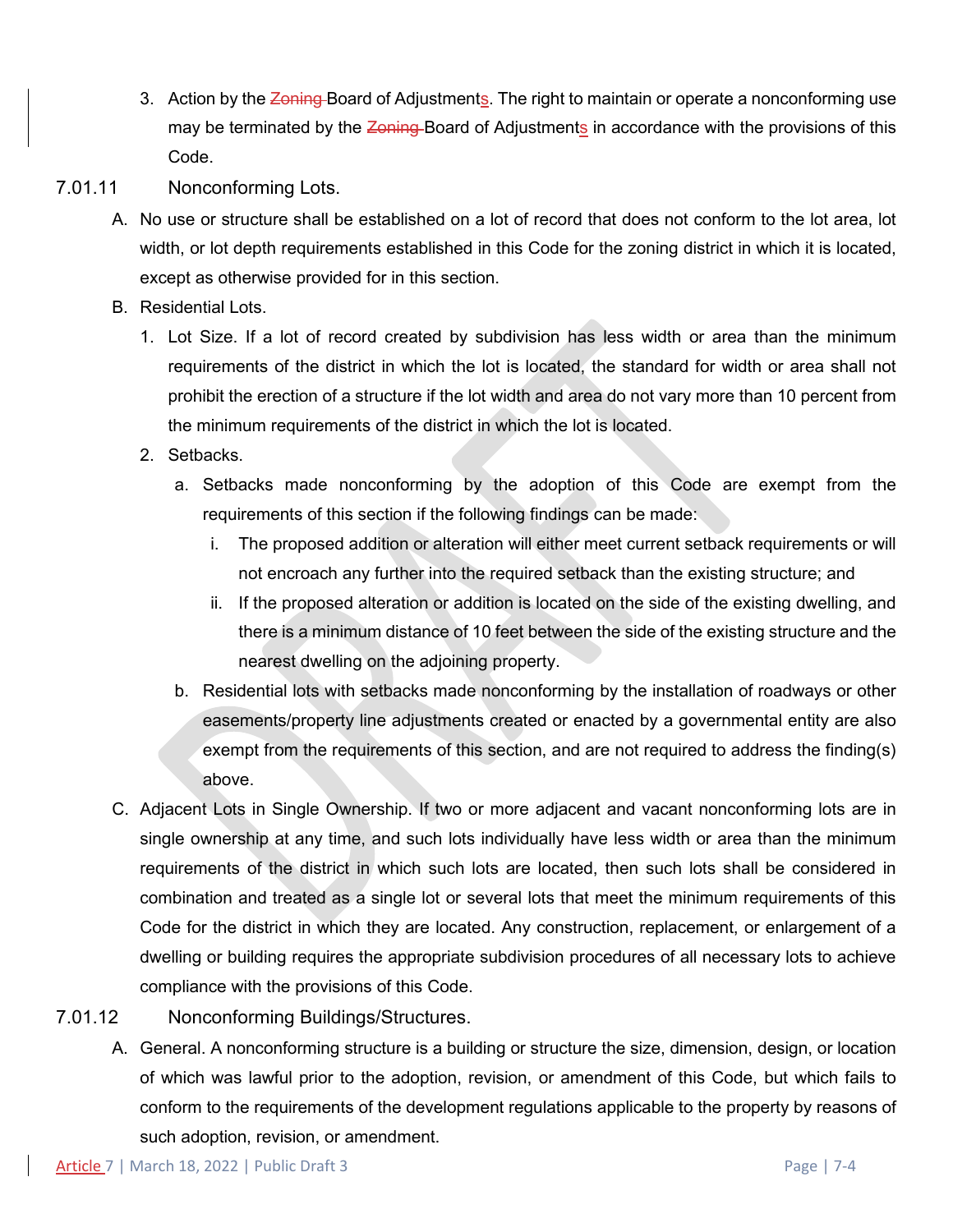3. Action by the ~~Zoning~~ Board of Adjustments. The right to maintain or operate a nonconforming use may be terminated by the ~~Zoning~~ Board of Adjustments in accordance with the provisions of this Code.

### 7.01.11 Nonconforming Lots.

A. No use or structure shall be established on a lot of record that does not conform to the lot area, lot width, or lot depth requirements established in this Code for the zoning district in which it is located, except as otherwise provided for in this section.

B. Residential Lots.

1. Lot Size. If a lot of record created by subdivision has less width or area than the minimum requirements of the district in which the lot is located, the standard for width or area shall not prohibit the erection of a structure if the lot width and area do not vary more than 10 percent from the minimum requirements of the district in which the lot is located.

2. Setbacks.

   a. Setbacks made nonconforming by the adoption of this Code are exempt from the requirements of this section if the following findings can be made:

      i. The proposed addition or alteration will either meet current setback requirements or will not encroach any further into the required setback than the existing structure; and

      ii. If the proposed alteration or addition is located on the side of the existing dwelling, and there is a minimum distance of 10 feet between the side of the existing structure and the nearest dwelling on the adjoining property.

   b. Residential lots with setbacks made nonconforming by the installation of roadways or other easements/property line adjustments created or enacted by a governmental entity are also exempt from the requirements of this section, and are not required to address the finding(s) above.

C. Adjacent Lots in Single Ownership. If two or more adjacent and vacant nonconforming lots are in single ownership at any time, and such lots individually have less width or area than the minimum requirements of the district in which such lots are located, then such lots shall be considered in combination and treated as a single lot or several lots that meet the minimum requirements of this Code for the district in which they are located. Any construction, replacement, or enlargement of a dwelling or building requires the appropriate subdivision procedures of all necessary lots to achieve compliance with the provisions of this Code.

### 7.01.12 Nonconforming Buildings/Structures.

A. General. A nonconforming structure is a building or structure the size, dimension, design, or location of which was lawful prior to the adoption, revision, or amendment of this Code, but which fails to conform to the requirements of the development regulations applicable to the property by reasons of such adoption, revision, or amendment.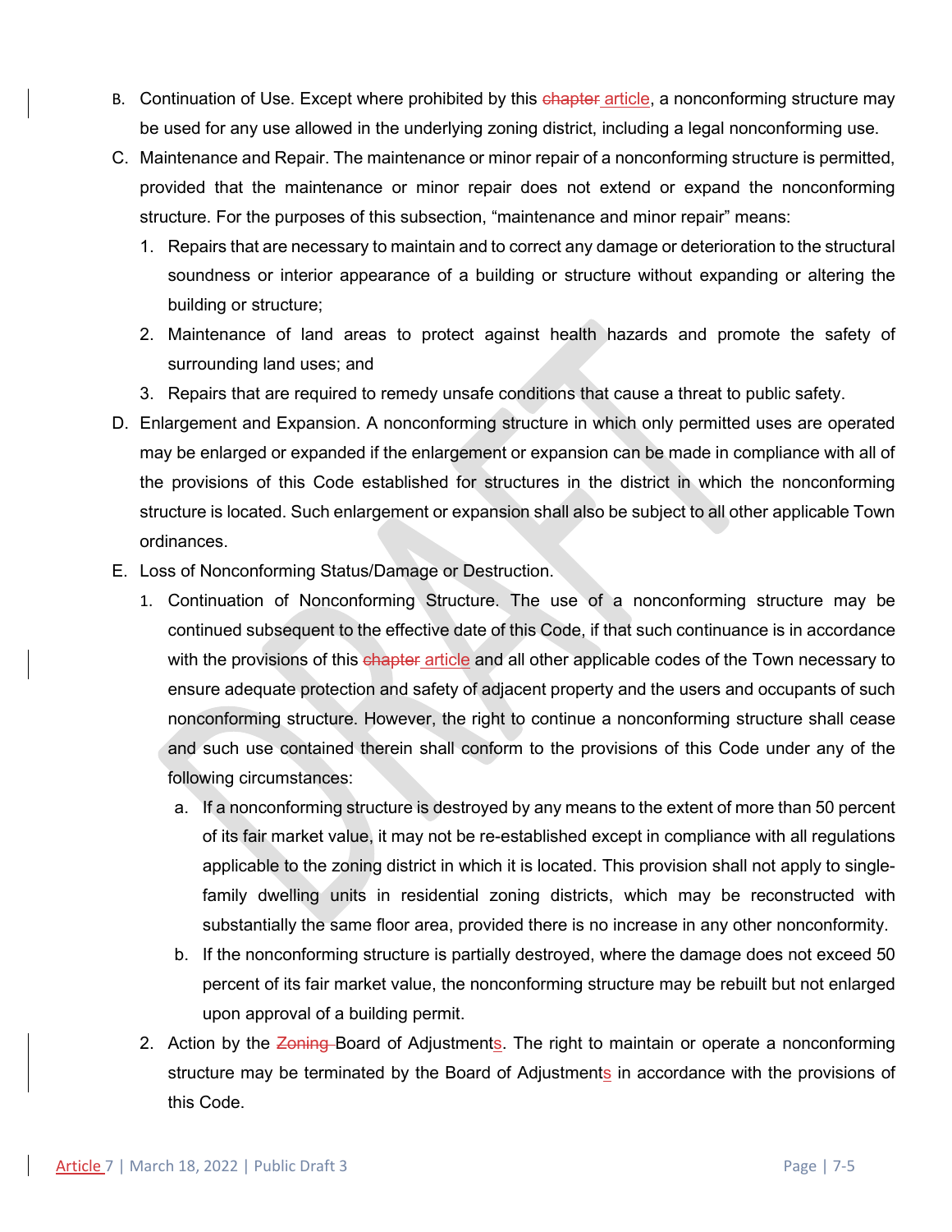B. Continuation of Use. Except where prohibited by this ~~chapter~~ article, a nonconforming structure may be used for any use allowed in the underlying zoning district, including a legal nonconforming use.

C. Maintenance and Repair. The maintenance or minor repair of a nonconforming structure is permitted, provided that the maintenance or minor repair does not extend or expand the nonconforming structure. For the purposes of this subsection, "maintenance and minor repair" means:

1. Repairs that are necessary to maintain and to correct any damage or deterioration to the structural soundness or interior appearance of a building or structure without expanding or altering the building or structure;
2. Maintenance of land areas to protect against health hazards and promote the safety of surrounding land uses; and
3. Repairs that are required to remedy unsafe conditions that cause a threat to public safety.

D. Enlargement and Expansion. A nonconforming structure in which only permitted uses are operated may be enlarged or expanded if the enlargement or expansion can be made in compliance with all of the provisions of this Code established for structures in the district in which the nonconforming structure is located. Such enlargement or expansion shall also be subject to all other applicable Town ordinances.

E. Loss of Nonconforming Status/Damage or Destruction.

1. Continuation of Nonconforming Structure. The use of a nonconforming structure may be continued subsequent to the effective date of this Code, if that such continuance is in accordance with the provisions of this ~~chapter~~ article and all other applicable codes of the Town necessary to ensure adequate protection and safety of adjacent property and the users and occupants of such nonconforming structure. However, the right to continue a nonconforming structure shall cease and such use contained therein shall conform to the provisions of this Code under any of the following circumstances:

   a. If a nonconforming structure is destroyed by any means to the extent of more than 50 percent of its fair market value, it may not be re-established except in compliance with all regulations applicable to the zoning district in which it is located. This provision shall not apply to single-family dwelling units in residential zoning districts, which may be reconstructed with substantially the same floor area, provided there is no increase in any other nonconformity.

   b. If the nonconforming structure is partially destroyed, where the damage does not exceed 50 percent of its fair market value, the nonconforming structure may be rebuilt but not enlarged upon approval of a building permit.

2. Action by the ~~Zoning~~ Board of Adjustments. The right to maintain or operate a nonconforming structure may be terminated by the Board of Adjustments in accordance with the provisions of this Code.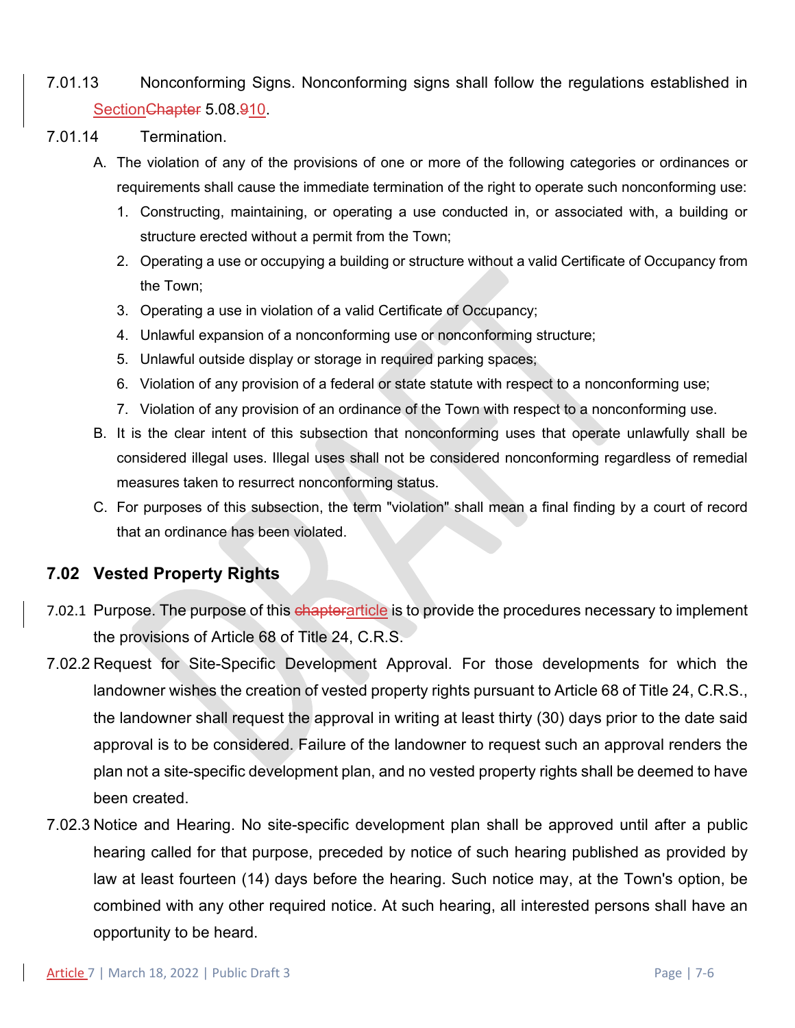7.01.13 Nonconforming Signs. Nonconforming signs shall follow the regulations established in ~~Chapter~~ Section 5.08.~~9~~10.

7.01.14 Termination.

A. The violation of any of the provisions of one or more of the following categories or ordinances or requirements shall cause the immediate termination of the right to operate such nonconforming use:

1. Constructing, maintaining, or operating a use conducted in, or associated with, a building or structure erected without a permit from the Town;
2. Operating a use or occupying a building or structure without a valid Certificate of Occupancy from the Town;
3. Operating a use in violation of a valid Certificate of Occupancy;
4. Unlawful expansion of a nonconforming use or nonconforming structure;
5. Unlawful outside display or storage in required parking spaces;
6. Violation of any provision of a federal or state statute with respect to a nonconforming use;
7. Violation of any provision of an ordinance of the Town with respect to a nonconforming use.

B. It is the clear intent of this subsection that nonconforming uses that operate unlawfully shall be considered illegal uses. Illegal uses shall not be considered nonconforming regardless of remedial measures taken to resurrect nonconforming status.

C. For purposes of this subsection, the term "violation" shall mean a final finding by a court of record that an ordinance has been violated.

## 7.02 Vested Property Rights

7.02.1 Purpose. The purpose of this ~~chapter~~ article is to provide the procedures necessary to implement the provisions of Article 68 of Title 24, C.R.S.

7.02.2 Request for Site-Specific Development Approval. For those developments for which the landowner wishes the creation of vested property rights pursuant to Article 68 of Title 24, C.R.S., the landowner shall request the approval in writing at least thirty (30) days prior to the date said approval is to be considered. Failure of the landowner to request such an approval renders the plan not a site-specific development plan, and no vested property rights shall be deemed to have been created.

7.02.3 Notice and Hearing. No site-specific development plan shall be approved until after a public hearing called for that purpose, preceded by notice of such hearing published as provided by law at least fourteen (14) days before the hearing. Such notice may, at the Town's option, be combined with any other required notice. At such hearing, all interested persons shall have an opportunity to be heard.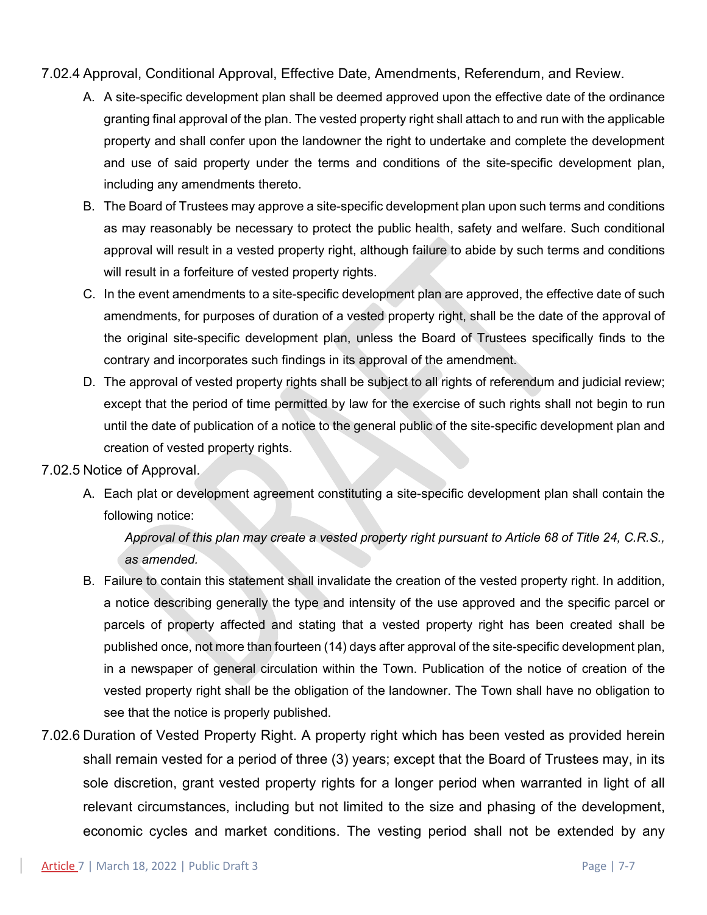7.02.4 Approval, Conditional Approval, Effective Date, Amendments, Referendum, and Review.

A. A site-specific development plan shall be deemed approved upon the effective date of the ordinance granting final approval of the plan. The vested property right shall attach to and run with the applicable property and shall confer upon the landowner the right to undertake and complete the development and use of said property under the terms and conditions of the site-specific development plan, including any amendments thereto.

B. The Board of Trustees may approve a site-specific development plan upon such terms and conditions as may reasonably be necessary to protect the public health, safety and welfare. Such conditional approval will result in a vested property right, although failure to abide by such terms and conditions will result in a forfeiture of vested property rights.

C. In the event amendments to a site-specific development plan are approved, the effective date of such amendments, for purposes of duration of a vested property right, shall be the date of the approval of the original site-specific development plan, unless the Board of Trustees specifically finds to the contrary and incorporates such findings in its approval of the amendment.

D. The approval of vested property rights shall be subject to all rights of referendum and judicial review; except that the period of time permitted by law for the exercise of such rights shall not begin to run until the date of publication of a notice to the general public of the site-specific development plan and creation of vested property rights.

7.02.5 Notice of Approval.

A. Each plat or development agreement constituting a site-specific development plan shall contain the following notice:

   *Approval of this plan may create a vested property right pursuant to Article 68 of Title 24, C.R.S., as amended.*

B. Failure to contain this statement shall invalidate the creation of the vested property right. In addition, a notice describing generally the type and intensity of the use approved and the specific parcel or parcels of property affected and stating that a vested property right has been created shall be published once, not more than fourteen (14) days after approval of the site-specific development plan, in a newspaper of general circulation within the Town. Publication of the notice of creation of the vested property right shall be the obligation of the landowner. The Town shall have no obligation to see that the notice is properly published.

7.02.6 Duration of Vested Property Right. A property right which has been vested as provided herein shall remain vested for a period of three (3) years; except that the Board of Trustees may, in its sole discretion, grant vested property rights for a longer period when warranted in light of all relevant circumstances, including but not limited to the size and phasing of the development, economic cycles and market conditions. The vesting period shall not be extended by any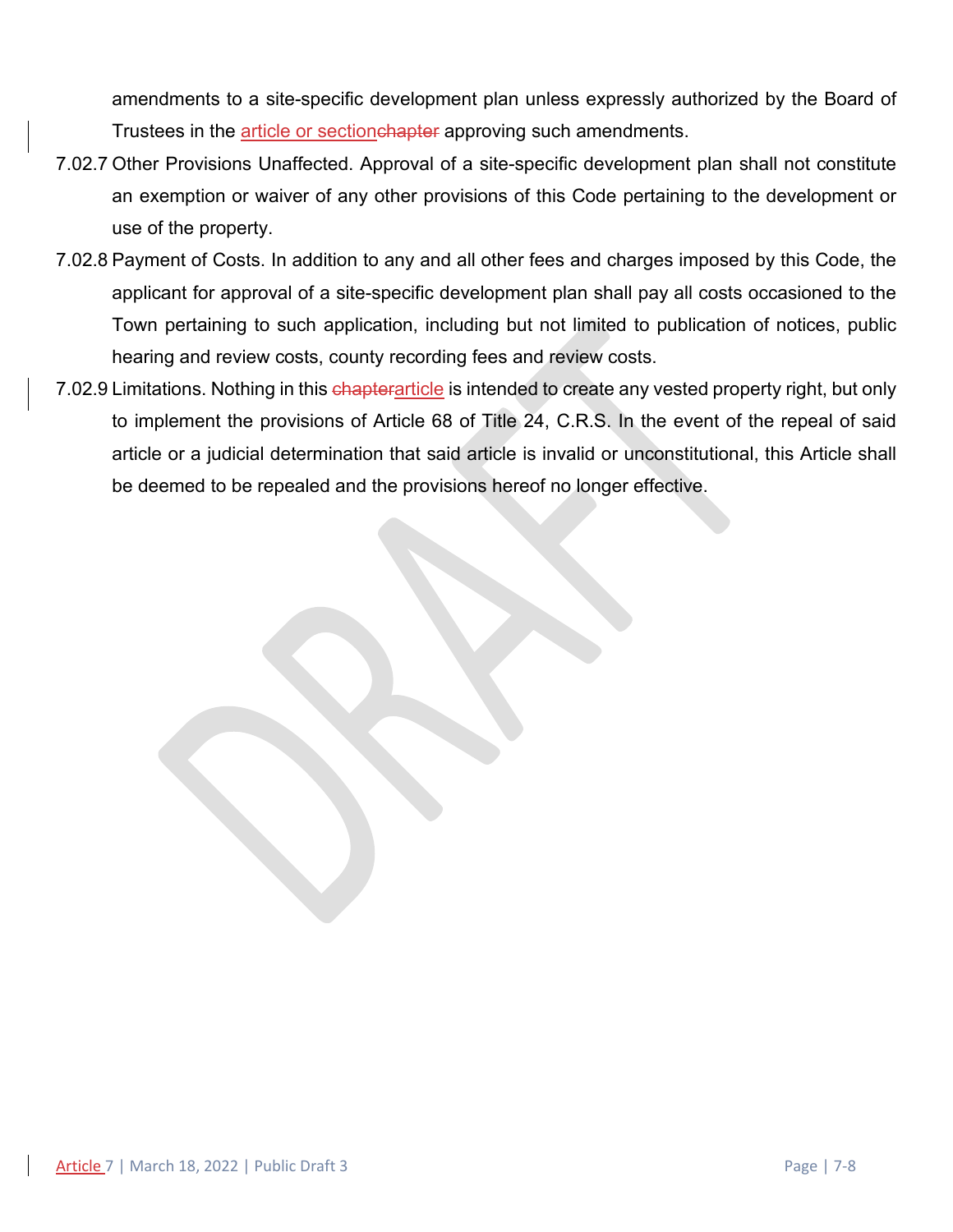amendments to a site-specific development plan unless expressly authorized by the Board of Trustees in the article or sectionchapter approving such amendments.

7.02.7 Other Provisions Unaffected. Approval of a site-specific development plan shall not constitute an exemption or waiver of any other provisions of this Code pertaining to the development or use of the property.

7.02.8 Payment of Costs. In addition to any and all other fees and charges imposed by this Code, the applicant for approval of a site-specific development plan shall pay all costs occasioned to the Town pertaining to such application, including but not limited to publication of notices, public hearing and review costs, county recording fees and review costs.

7.02.9 Limitations. Nothing in this chapterarticle is intended to create any vested property right, but only to implement the provisions of Article 68 of Title 24, C.R.S. In the event of the repeal of said article or a judicial determination that said article is invalid or unconstitutional, this Article shall be deemed to be repealed and the provisions hereof no longer effective.